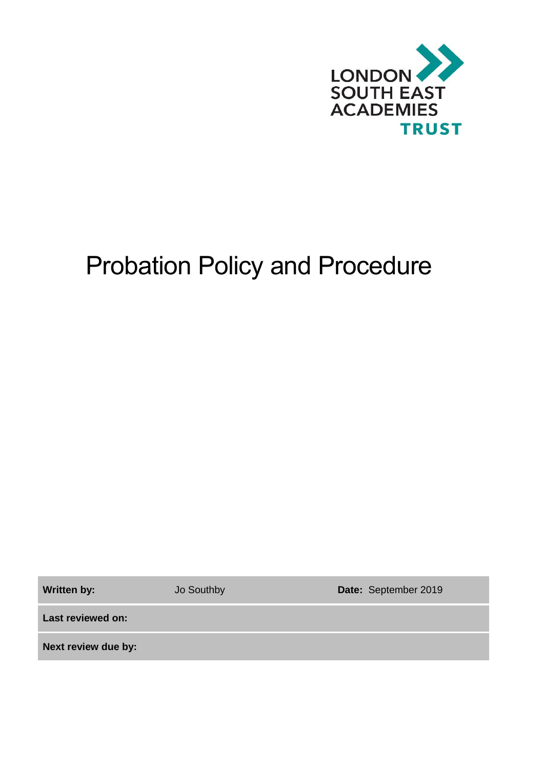LONDON SOUTH EAST ACADEMIES TRUST

# Probation Policy and Procedure

| **Written by:** | Jo Southby | **Date:** September 2019 |
| --- | --- | --- |
| **Last reviewed on:** | | |
| **Next review due by:** | | |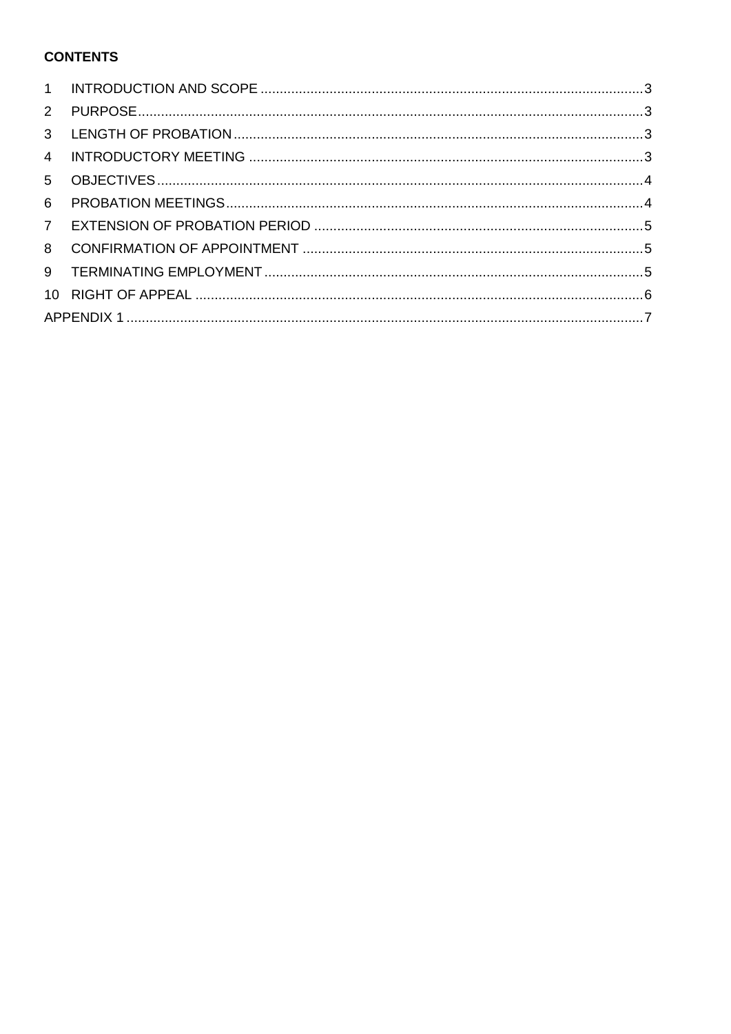**CONTENTS**

| | | |
|---|---|---|
| 1 | INTRODUCTION AND SCOPE | 3 |
| 2 | PURPOSE | 3 |
| 3 | LENGTH OF PROBATION | 3 |
| 4 | INTRODUCTORY MEETING | 3 |
| 5 | OBJECTIVES | 4 |
| 6 | PROBATION MEETINGS | 4 |
| 7 | EXTENSION OF PROBATION PERIOD | 5 |
| 8 | CONFIRMATION OF APPOINTMENT | 5 |
| 9 | TERMINATING EMPLOYMENT | 5 |
| 10 | RIGHT OF APPEAL | 6 |
| APPENDIX 1 | | 7 |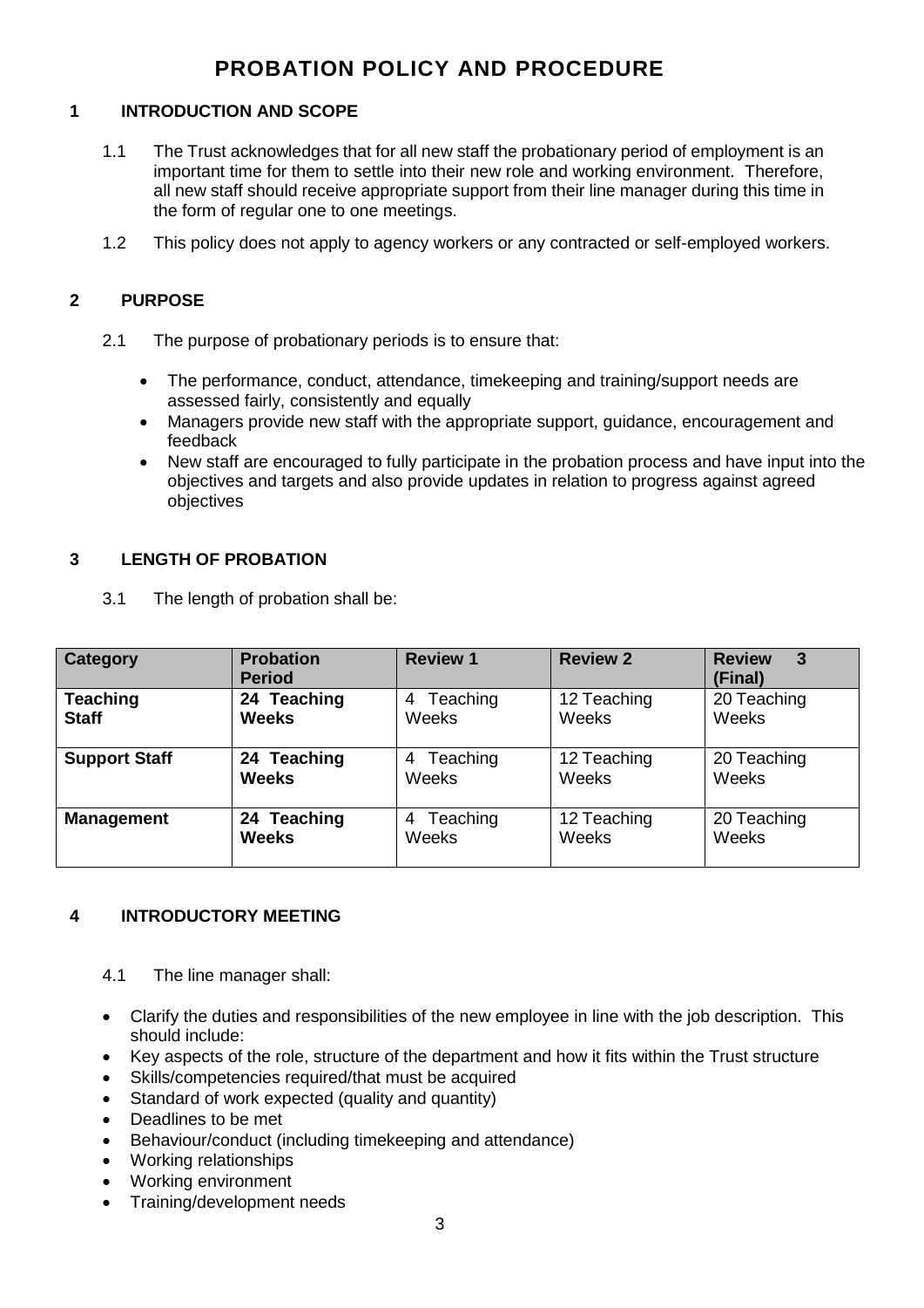# PROBATION POLICY AND PROCEDURE

## 1 INTRODUCTION AND SCOPE

1.1 The Trust acknowledges that for all new staff the probationary period of employment is an important time for them to settle into their new role and working environment. Therefore, all new staff should receive appropriate support from their line manager during this time in the form of regular one to one meetings.

1.2 This policy does not apply to agency workers or any contracted or self-employed workers.

## 2 PURPOSE

2.1 The purpose of probationary periods is to ensure that:

- The performance, conduct, attendance, timekeeping and training/support needs are assessed fairly, consistently and equally
- Managers provide new staff with the appropriate support, guidance, encouragement and feedback
- New staff are encouraged to fully participate in the probation process and have input into the objectives and targets and also provide updates in relation to progress against agreed objectives

## 3 LENGTH OF PROBATION

3.1 The length of probation shall be:

| Category | Probation Period | Review 1 | Review 2 | Review 3 (Final) |
|---|---|---|---|---|
| **Teaching Staff** | **24 Teaching Weeks** | 4 Teaching Weeks | 12 Teaching Weeks | 20 Teaching Weeks |
| **Support Staff** | **24 Teaching Weeks** | 4 Teaching Weeks | 12 Teaching Weeks | 20 Teaching Weeks |
| **Management** | **24 Teaching Weeks** | 4 Teaching Weeks | 12 Teaching Weeks | 20 Teaching Weeks |

## 4 INTRODUCTORY MEETING

4.1 The line manager shall:

- Clarify the duties and responsibilities of the new employee in line with the job description. This should include:
- Key aspects of the role, structure of the department and how it fits within the Trust structure
- Skills/competencies required/that must be acquired
- Standard of work expected (quality and quantity)
- Deadlines to be met
- Behaviour/conduct (including timekeeping and attendance)
- Working relationships
- Working environment
- Training/development needs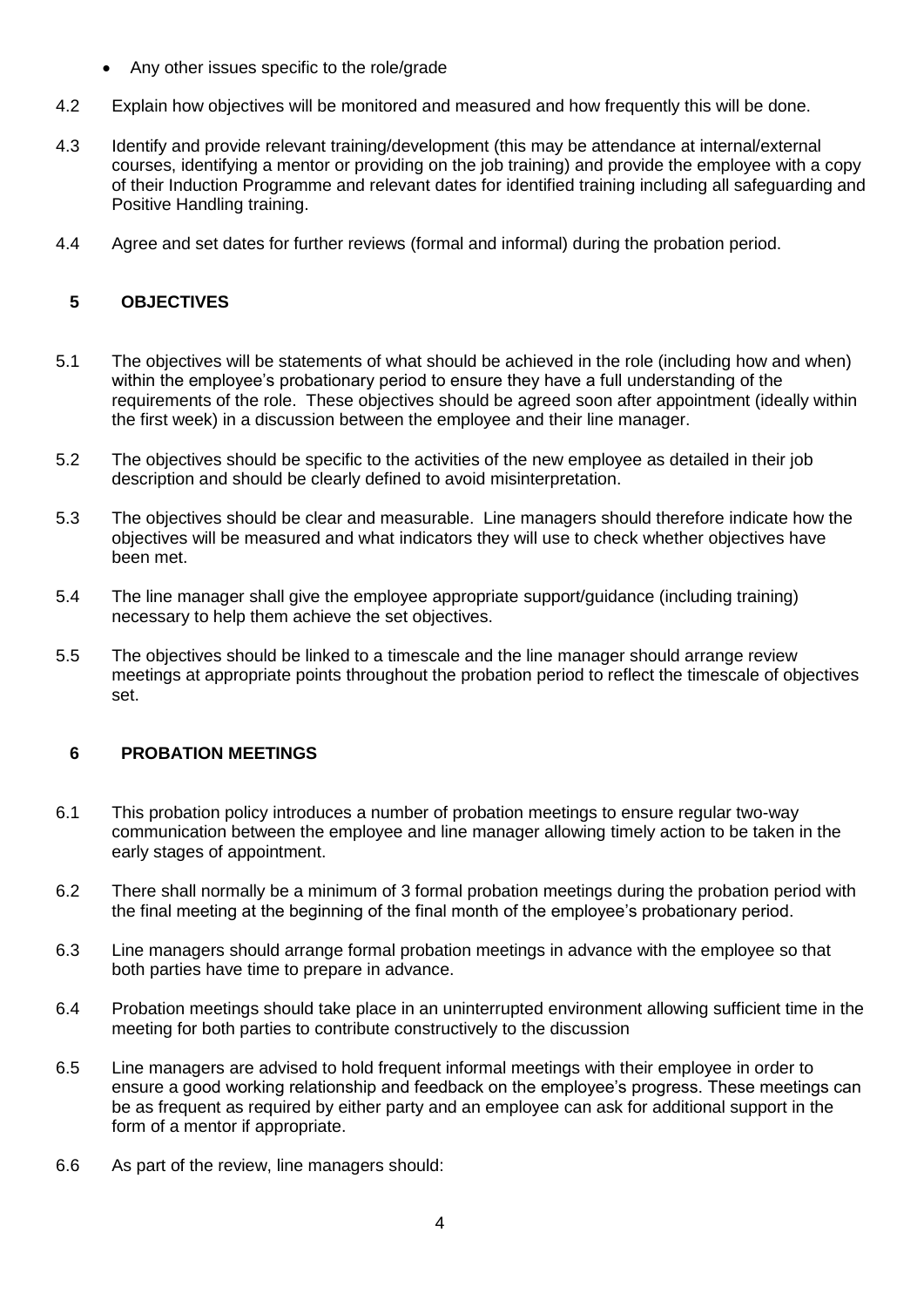- Any other issues specific to the role/grade

4.2 Explain how objectives will be monitored and measured and how frequently this will be done.

4.3 Identify and provide relevant training/development (this may be attendance at internal/external courses, identifying a mentor or providing on the job training) and provide the employee with a copy of their Induction Programme and relevant dates for identified training including all safeguarding and Positive Handling training.

4.4 Agree and set dates for further reviews (formal and informal) during the probation period.

## 5 OBJECTIVES

5.1 The objectives will be statements of what should be achieved in the role (including how and when) within the employee's probationary period to ensure they have a full understanding of the requirements of the role. These objectives should be agreed soon after appointment (ideally within the first week) in a discussion between the employee and their line manager.

5.2 The objectives should be specific to the activities of the new employee as detailed in their job description and should be clearly defined to avoid misinterpretation.

5.3 The objectives should be clear and measurable. Line managers should therefore indicate how the objectives will be measured and what indicators they will use to check whether objectives have been met.

5.4 The line manager shall give the employee appropriate support/guidance (including training) necessary to help them achieve the set objectives.

5.5 The objectives should be linked to a timescale and the line manager should arrange review meetings at appropriate points throughout the probation period to reflect the timescale of objectives set.

## 6 PROBATION MEETINGS

6.1 This probation policy introduces a number of probation meetings to ensure regular two-way communication between the employee and line manager allowing timely action to be taken in the early stages of appointment.

6.2 There shall normally be a minimum of 3 formal probation meetings during the probation period with the final meeting at the beginning of the final month of the employee's probationary period.

6.3 Line managers should arrange formal probation meetings in advance with the employee so that both parties have time to prepare in advance.

6.4 Probation meetings should take place in an uninterrupted environment allowing sufficient time in the meeting for both parties to contribute constructively to the discussion

6.5 Line managers are advised to hold frequent informal meetings with their employee in order to ensure a good working relationship and feedback on the employee's progress. These meetings can be as frequent as required by either party and an employee can ask for additional support in the form of a mentor if appropriate.

6.6 As part of the review, line managers should: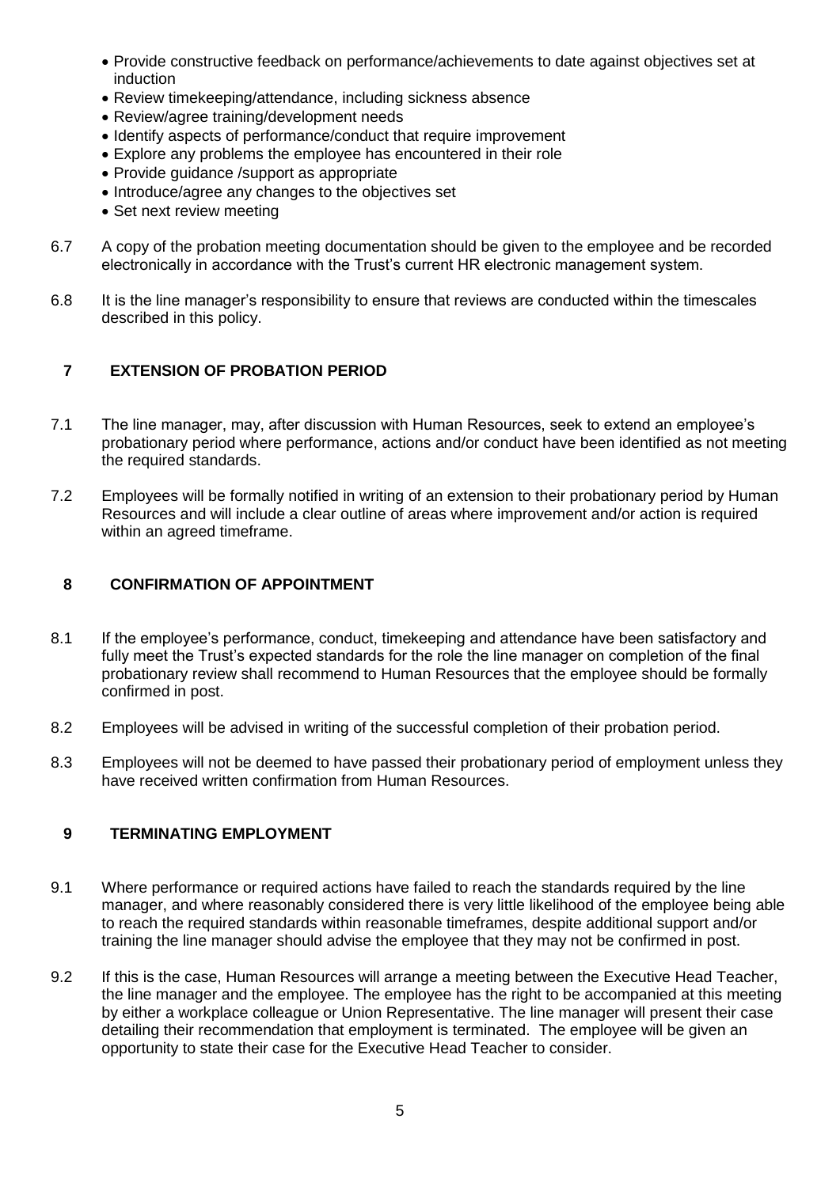- Provide constructive feedback on performance/achievements to date against objectives set at induction
- Review timekeeping/attendance, including sickness absence
- Review/agree training/development needs
- Identify aspects of performance/conduct that require improvement
- Explore any problems the employee has encountered in their role
- Provide guidance /support as appropriate
- Introduce/agree any changes to the objectives set
- Set next review meeting

6.7 A copy of the probation meeting documentation should be given to the employee and be recorded electronically in accordance with the Trust's current HR electronic management system.

6.8 It is the line manager's responsibility to ensure that reviews are conducted within the timescales described in this policy.

## 7 EXTENSION OF PROBATION PERIOD

7.1 The line manager, may, after discussion with Human Resources, seek to extend an employee's probationary period where performance, actions and/or conduct have been identified as not meeting the required standards.

7.2 Employees will be formally notified in writing of an extension to their probationary period by Human Resources and will include a clear outline of areas where improvement and/or action is required within an agreed timeframe.

## 8 CONFIRMATION OF APPOINTMENT

8.1 If the employee's performance, conduct, timekeeping and attendance have been satisfactory and fully meet the Trust's expected standards for the role the line manager on completion of the final probationary review shall recommend to Human Resources that the employee should be formally confirmed in post.

8.2 Employees will be advised in writing of the successful completion of their probation period.

8.3 Employees will not be deemed to have passed their probationary period of employment unless they have received written confirmation from Human Resources.

## 9 TERMINATING EMPLOYMENT

9.1 Where performance or required actions have failed to reach the standards required by the line manager, and where reasonably considered there is very little likelihood of the employee being able to reach the required standards within reasonable timeframes, despite additional support and/or training the line manager should advise the employee that they may not be confirmed in post.

9.2 If this is the case, Human Resources will arrange a meeting between the Executive Head Teacher, the line manager and the employee. The employee has the right to be accompanied at this meeting by either a workplace colleague or Union Representative. The line manager will present their case detailing their recommendation that employment is terminated. The employee will be given an opportunity to state their case for the Executive Head Teacher to consider.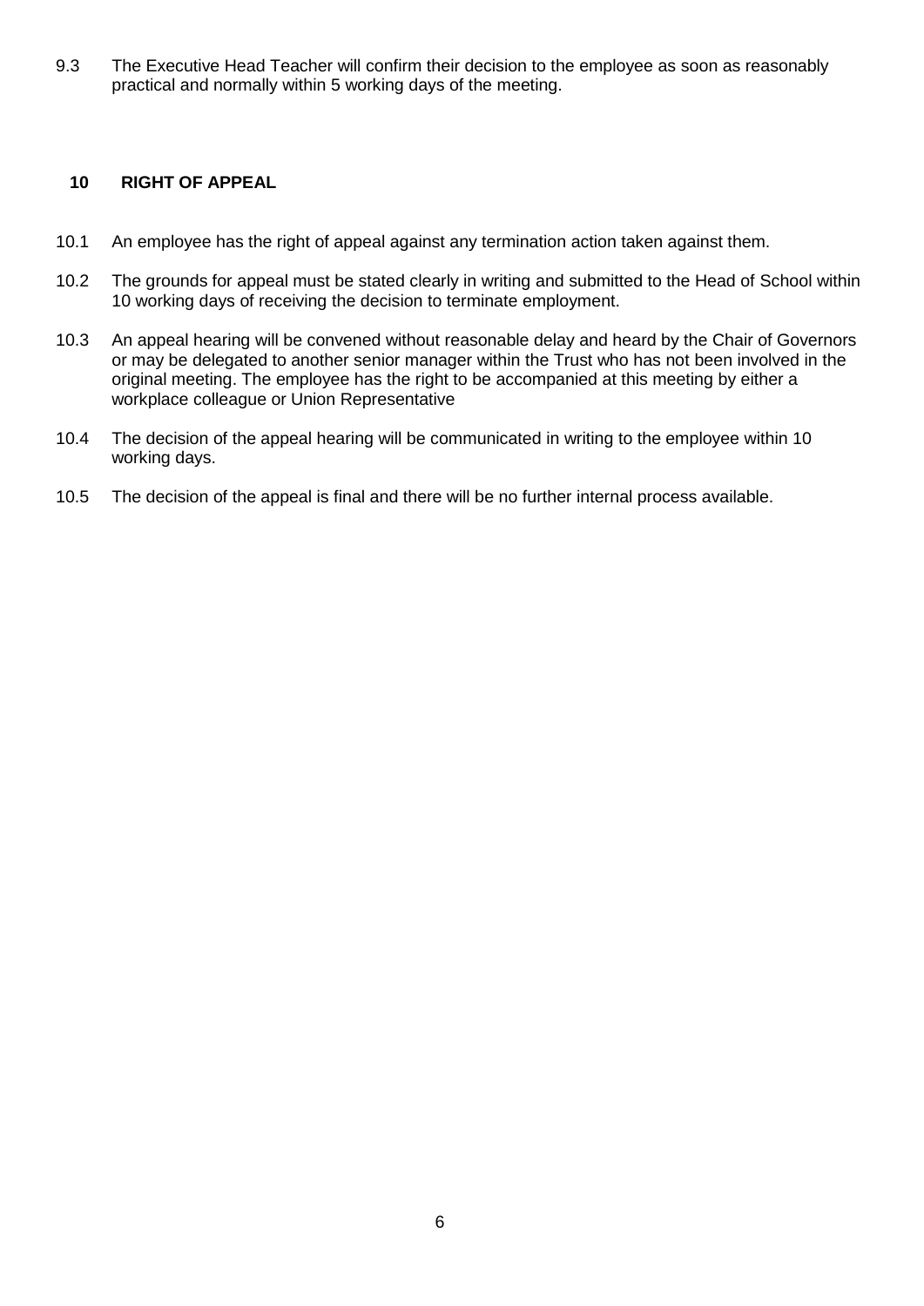9.3 The Executive Head Teacher will confirm their decision to the employee as soon as reasonably practical and normally within 5 working days of the meeting.

## 10 RIGHT OF APPEAL

10.1 An employee has the right of appeal against any termination action taken against them.

10.2 The grounds for appeal must be stated clearly in writing and submitted to the Head of School within 10 working days of receiving the decision to terminate employment.

10.3 An appeal hearing will be convened without reasonable delay and heard by the Chair of Governors or may be delegated to another senior manager within the Trust who has not been involved in the original meeting. The employee has the right to be accompanied at this meeting by either a workplace colleague or Union Representative

10.4 The decision of the appeal hearing will be communicated in writing to the employee within 10 working days.

10.5 The decision of the appeal is final and there will be no further internal process available.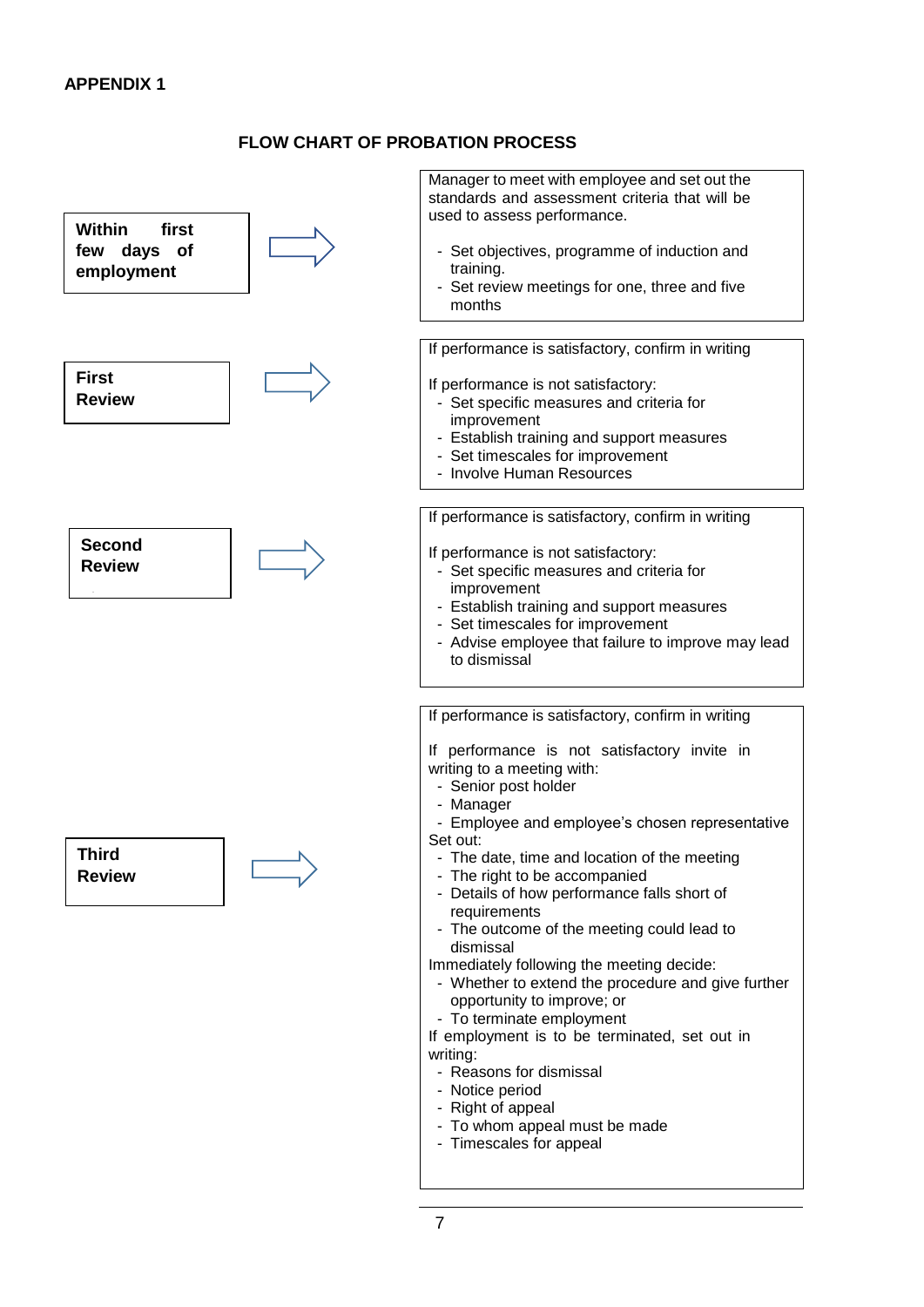**APPENDIX 1**

## FLOW CHART OF PROBATION PROCESS

| Stage | Action |
| --- | --- |
| **Within first few days of employment** | Manager to meet with employee and set out the standards and assessment criteria that will be used to assess performance.<br><br>- Set objectives, programme of induction and training.<br>- Set review meetings for one, three and five months |
| **First Review** | If performance is satisfactory, confirm in writing<br><br>If performance is not satisfactory:<br>- Set specific measures and criteria for improvement<br>- Establish training and support measures<br>- Set timescales for improvement<br>- Involve Human Resources |
| **Second Review** | If performance is satisfactory, confirm in writing<br><br>If performance is not satisfactory:<br>- Set specific measures and criteria for improvement<br>- Establish training and support measures<br>- Set timescales for improvement<br>- Advise employee that failure to improve may lead to dismissal |
| **Third Review** | If performance is satisfactory, confirm in writing<br><br>If performance is not satisfactory invite in writing to a meeting with:<br>- Senior post holder<br>- Manager<br>- Employee and employee's chosen representative<br><br>Set out:<br>- The date, time and location of the meeting<br>- The right to be accompanied<br>- Details of how performance falls short of requirements<br>- The outcome of the meeting could lead to dismissal<br><br>Immediately following the meeting decide:<br>- Whether to extend the procedure and give further opportunity to improve; or<br>- To terminate employment<br><br>If employment is to be terminated, set out in writing:<br>- Reasons for dismissal<br>- Notice period<br>- Right of appeal<br>- To whom appeal must be made<br>- Timescales for appeal |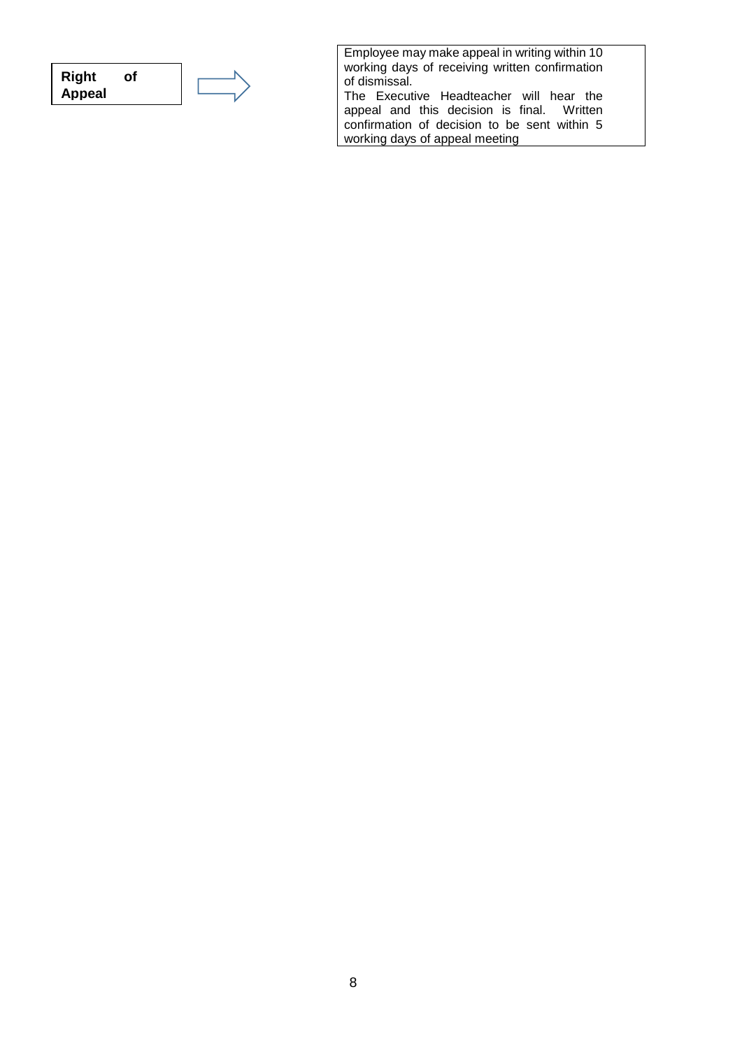| | |
|---|---|
| **Right of Appeal** → | Employee may make appeal in writing within 10 working days of receiving written confirmation of dismissal.<br>The Executive Headteacher will hear the appeal and this decision is final. Written confirmation of decision to be sent within 5 working days of appeal meeting |